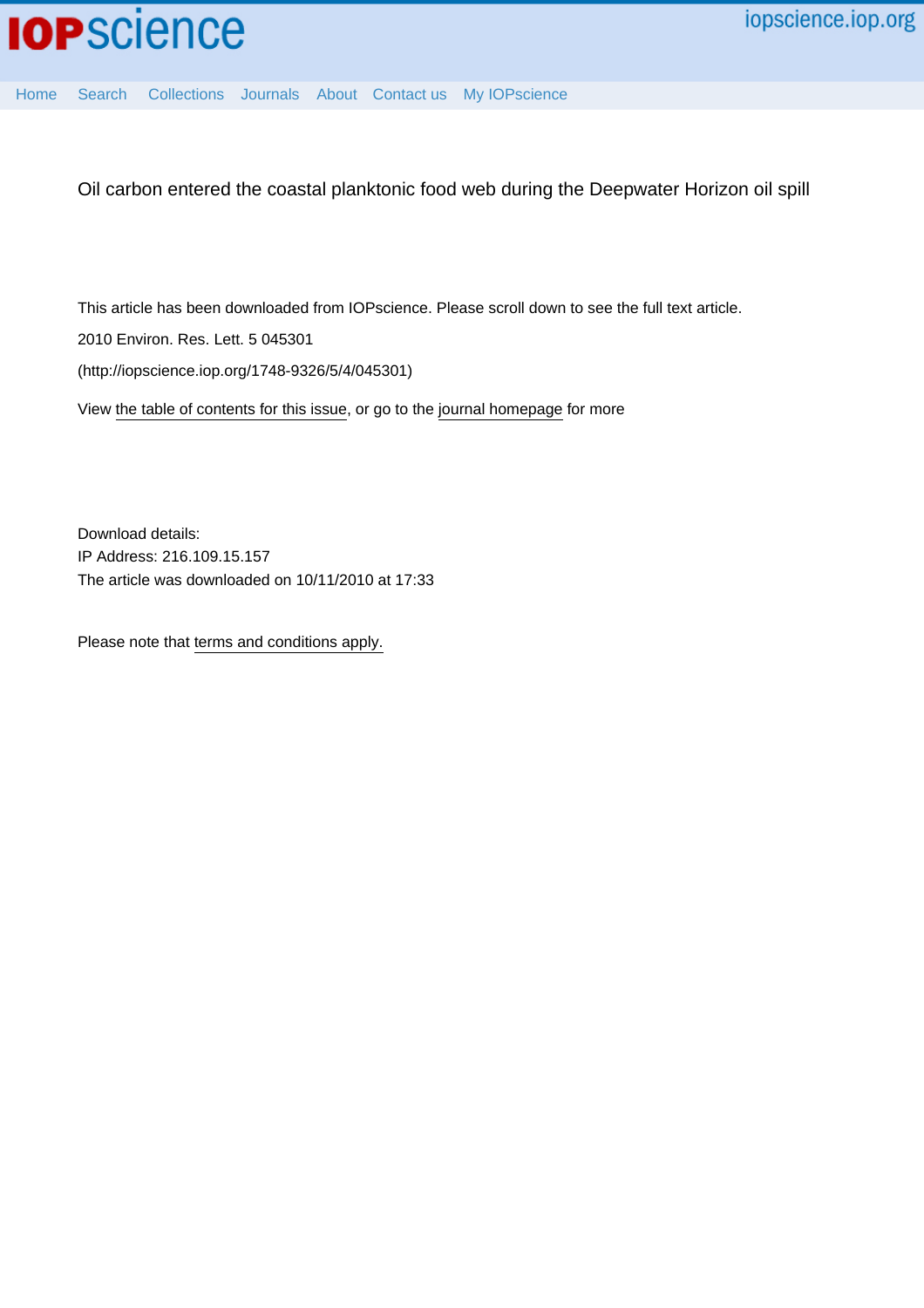Oil carbon entered the coastal planktonic food web during the Deepwater Horizon oil spill

This article has been downloaded from IOPscience. Please scroll down to see the full text article.

2010 Environ. Res. Lett. 5 045301

(http://iopscience.iop.org/1748-9326/5/4/045301)

View the table of contents for this issue, or go to the journal homepage for more

Download details:
IP Address: 216.109.15.157
The article was downloaded on 10/11/2010 at 17:33

Please note that terms and conditions apply.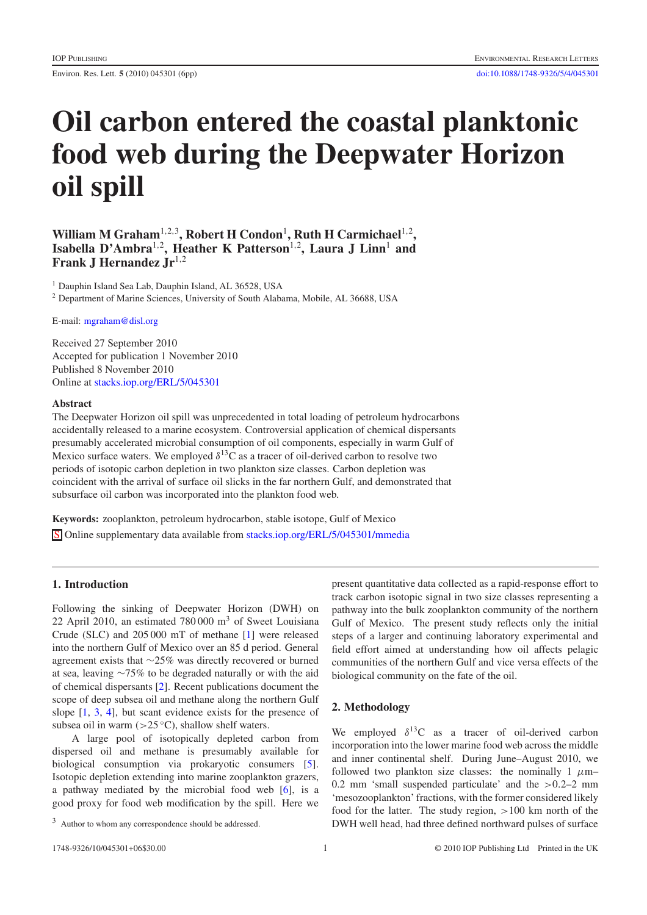# Oil carbon entered the coastal planktonic food web during the Deepwater Horizon oil spill

**William M Graham**[1,2,3], **Robert H Condon**[1], **Ruth H Carmichael**[1,2], **Isabella D'Ambra**[1,2], **Heather K Patterson**[1,2], **Laura J Linn**[1] **and Frank J Hernandez Jr**[1,2]

[1] Dauphin Island Sea Lab, Dauphin Island, AL 36528, USA

[2] Department of Marine Sciences, University of South Alabama, Mobile, AL 36688, USA

E-mail: mgraham@disl.org

Received 27 September 2010
Accepted for publication 1 November 2010
Published 8 November 2010
Online at stacks.iop.org/ERL/5/045301

### Abstract

The Deepwater Horizon oil spill was unprecedented in total loading of petroleum hydrocarbons accidentally released to a marine ecosystem. Controversial application of chemical dispersants presumably accelerated microbial consumption of oil components, especially in warm Gulf of Mexico surface waters. We employed $\delta^{13}C$ as a tracer of oil-derived carbon to resolve two periods of isotopic carbon depletion in two plankton size classes. Carbon depletion was coincident with the arrival of surface oil slicks in the far northern Gulf, and demonstrated that subsurface oil carbon was incorporated into the plankton food web.

**Keywords:** zooplankton, petroleum hydrocarbon, stable isotope, Gulf of Mexico

S Online supplementary data available from stacks.iop.org/ERL/5/045301/mmedia

## 1. Introduction

Following the sinking of Deepwater Horizon (DWH) on 22 April 2010, an estimated 780 000 m$^3$ of Sweet Louisiana Crude (SLC) and 205 000 mT of methane [1] were released into the northern Gulf of Mexico over an 85 d period. General agreement exists that ~25% was directly recovered or burned at sea, leaving ~75% to be degraded naturally or with the aid of chemical dispersants [2]. Recent publications document the scope of deep subsea oil and methane along the northern Gulf slope [1, 3, 4], but scant evidence exists for the presence of subsea oil in warm (>25 °C), shallow shelf waters.

A large pool of isotopically depleted carbon from dispersed oil and methane is presumably available for biological consumption via prokaryotic consumers [5]. Isotopic depletion extending into marine zooplankton grazers, a pathway mediated by the microbial food web [6], is a good proxy for food web modification by the spill. Here we present quantitative data collected as a rapid-response effort to track carbon isotopic signal in two size classes representing a pathway into the bulk zooplankton community of the northern Gulf of Mexico. The present study reflects only the initial steps of a larger and continuing laboratory experimental and field effort aimed at understanding how oil affects pelagic communities of the northern Gulf and vice versa effects of the biological community on the fate of the oil.

[3] Author to whom any correspondence should be addressed.

## 2. Methodology

We employed $\delta^{13}C$ as a tracer of oil-derived carbon incorporation into the lower marine food web across the middle and inner continental shelf. During June–August 2010, we followed two plankton size classes: the nominally 1 $\mu$m–0.2 mm 'small suspended particulate' and the >0.2–2 mm 'mesozooplankton' fractions, with the former considered likely food for the latter. The study region, >100 km north of the DWH well head, had three defined northward pulses of surface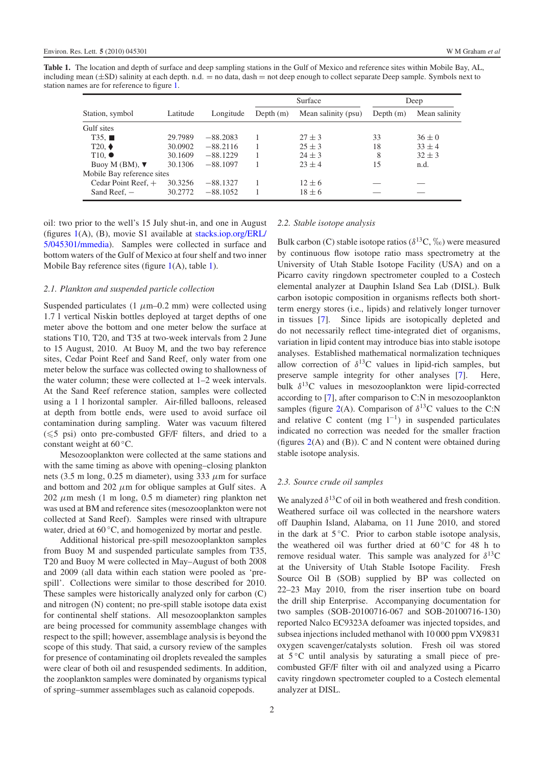**Table 1.** The location and depth of surface and deep sampling stations in the Gulf of Mexico and reference sites within Mobile Bay, AL, including mean (±SD) salinity at each depth. n.d. = no data, dash = not deep enough to collect separate Deep sample. Symbols next to station names are for reference to figure 1.

| Station, symbol | Latitude | Longitude | Surface | | Deep | |
|---|---|---|---|---|---|---|
| | | | Depth (m) | Mean salinity (psu) | Depth (m) | Mean salinity |
| Gulf sites | | | | | | |
| T35, ■ | 29.7989 | −88.2083 | 1 | 27 ± 3 | 33 | 36 ± 0 |
| T20, ♦ | 30.0902 | −88.2116 | 1 | 25 ± 3 | 18 | 33 ± 4 |
| T10, ● | 30.1609 | −88.1229 | 1 | 24 ± 3 | 8 | 32 ± 3 |
| Buoy M (BM), ▼ | 30.1306 | −88.1097 | 1 | 23 ± 4 | 15 | n.d. |
| Mobile Bay reference sites | | | | | | |
| Cedar Point Reef, + | 30.3256 | −88.1327 | 1 | 12 ± 6 | — | — |
| Sand Reef, − | 30.2772 | −88.1052 | 1 | 18 ± 6 | — | — |

oil: two prior to the well's 15 July shut-in, and one in August (figures 1(A), (B), movie S1 available at stacks.iop.org/ERL/5/045301/mmedia). Samples were collected in surface and bottom waters of the Gulf of Mexico at four shelf and two inner Mobile Bay reference sites (figure 1(A), table 1).

### 2.1. Plankton and suspended particle collection

Suspended particulates (1 $\mu$m–0.2 mm) were collected using 1.7 l vertical Niskin bottles deployed at target depths of one meter above the bottom and one meter below the surface at stations T10, T20, and T35 at two-week intervals from 2 June to 15 August, 2010. At Buoy M, and the two bay reference sites, Cedar Point Reef and Sand Reef, only water from one meter below the surface was collected owing to shallowness of the water column; these were collected at 1–2 week intervals. At the Sand Reef reference station, samples were collected using a 1 l horizontal sampler. Air-filled balloons, released at depth from bottle ends, were used to avoid surface oil contamination during sampling. Water was vacuum filtered ($\lesssim$5 psi) onto pre-combusted GF/F filters, and dried to a constant weight at 60 °C.

Mesozooplankton were collected at the same stations and with the same timing as above with opening–closing plankton nets (3.5 m long, 0.25 m diameter), using 333 $\mu$m for surface and bottom and 202 $\mu$m for oblique samples at Gulf sites. A 202 $\mu$m mesh (1 m long, 0.5 m diameter) ring plankton net was used at BM and reference sites (mesozooplankton were not collected at Sand Reef). Samples were rinsed with ultrapure water, dried at 60 °C, and homogenized by mortar and pestle.

Additional historical pre-spill mesozooplankton samples from Buoy M and suspended particulate samples from T35, T20 and Buoy M were collected in May–August of both 2008 and 2009 (all data within each station were pooled as 'pre-spill'. Collections were similar to those described for 2010. These samples were historically analyzed only for carbon (C) and nitrogen (N) content; no pre-spill stable isotope data exist for continental shelf stations. All mesozooplankton samples are being processed for community assemblage changes with respect to the spill; however, assemblage analysis is beyond the scope of this study. That said, a cursory review of the samples for presence of contaminating oil droplets revealed the samples were clear of both oil and resuspended sediments. In addition, the zooplankton samples were dominated by organisms typical of spring–summer assemblages such as calanoid copepods.

### 2.2. Stable isotope analysis

Bulk carbon (C) stable isotope ratios ($\delta^{13}$C, ‰) were measured by continuous flow isotope ratio mass spectrometry at the University of Utah Stable Isotope Facility (USA) and on a Picarro cavity ringdown spectrometer coupled to a Costech elemental analyzer at Dauphin Island Sea Lab (DISL). Bulk carbon isotopic composition in organisms reflects both short-term energy stores (i.e., lipids) and relatively longer turnover in tissues [7]. Since lipids are isotopically depleted and do not necessarily reflect time-integrated diet of organisms, variation in lipid content may introduce bias into stable isotope analyses. Established mathematical normalization techniques allow correction of $\delta^{13}$C values in lipid-rich samples, but preserve sample integrity for other analyses [7]. Here, bulk $\delta^{13}$C values in mesozooplankton were lipid-corrected according to [7], after comparison to C:N in mesozooplankton samples (figure 2(A). Comparison of $\delta^{13}$C values to the C:N and relative C content (mg $l^{-1}$) in suspended particulates indicated no correction was needed for the smaller fraction (figures 2(A) and (B)). C and N content were obtained during stable isotope analysis.

### 2.3. Source crude oil samples

We analyzed $\delta^{13}$C of oil in both weathered and fresh condition. Weathered surface oil was collected in the nearshore waters off Dauphin Island, Alabama, on 11 June 2010, and stored in the dark at 5 °C. Prior to carbon stable isotope analysis, the weathered oil was further dried at 60 °C for 48 h to remove residual water. This sample was analyzed for $\delta^{13}$C at the University of Utah Stable Isotope Facility. Fresh Source Oil B (SOB) supplied by BP was collected on 22–23 May 2010, from the riser insertion tube on board the drill ship Enterprise. Accompanying documentation for two samples (SOB-20100716-067 and SOB-20100716-130) reported Nalco EC9323A defoamer was injected topsides, and subsea injections included methanol with 10 000 ppm VX9831 oxygen scavenger/catalysts solution. Fresh oil was stored at 5 °C until analysis by saturating a small piece of pre-combusted GF/F filter with oil and analyzed using a Picarro cavity ringdown spectrometer coupled to a Costech elemental analyzer at DISL.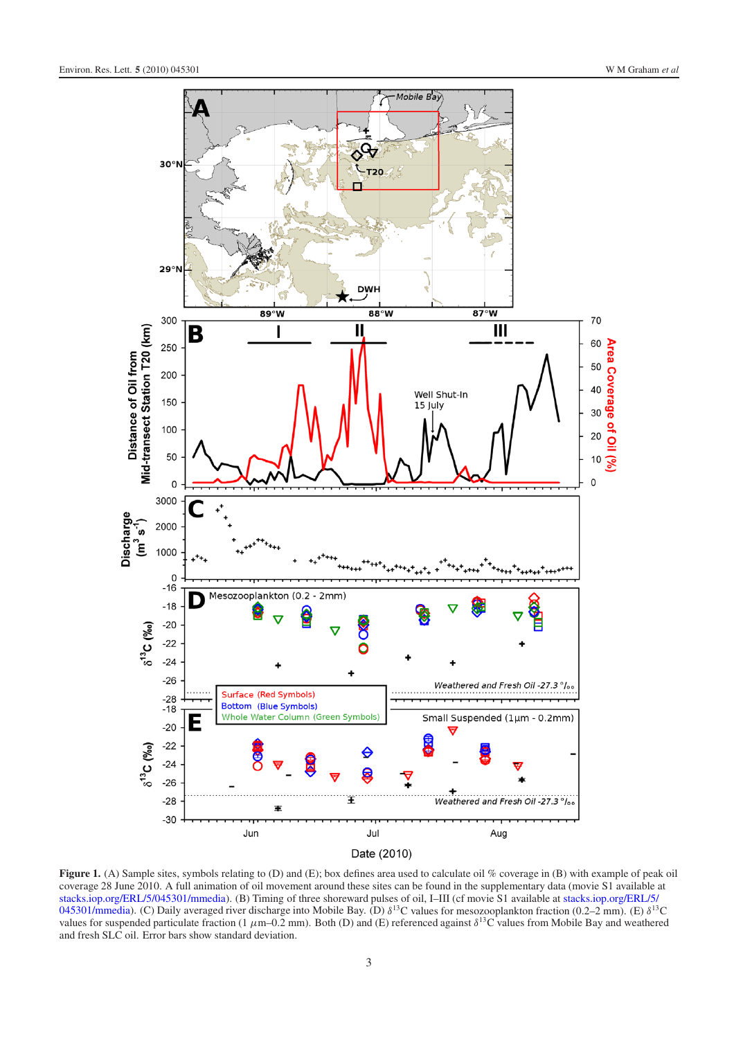**Figure 1.** (A) Sample sites, symbols relating to (D) and (E); box defines area used to calculate oil % coverage in (B) with example of peak oil coverage 28 June 2010. A full animation of oil movement around these sites can be found in the supplementary data (movie S1 available at stacks.iop.org/ERL/5/045301/mmedia). (B) Timing of three shoreward pulses of oil, I–III (cf movie S1 available at stacks.iop.org/ERL/5/045301/mmedia). (C) Daily averaged river discharge into Mobile Bay. (D) $\delta^{13}$C values for mesozooplankton fraction (0.2–2 mm). (E) $\delta^{13}$C values for suspended particulate fraction (1 $\mu$m–0.2 mm). Both (D) and (E) referenced against $\delta^{13}$C values from Mobile Bay and weathered and fresh SLC oil. Error bars show standard deviation.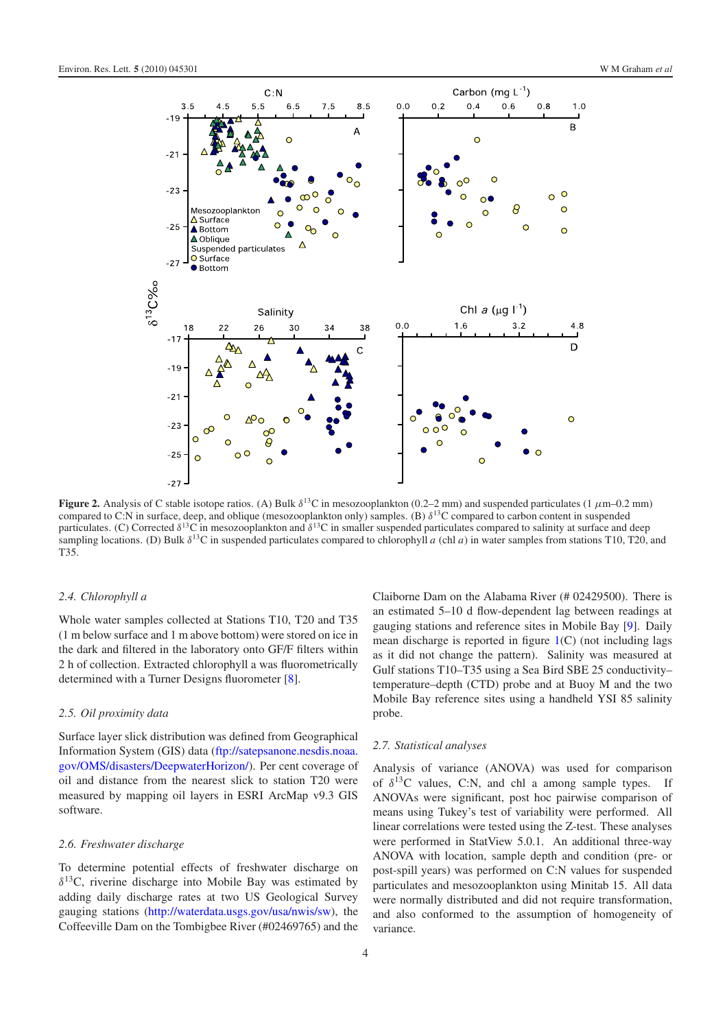**Figure 2.** Analysis of C stable isotope ratios. (A) Bulk $\delta^{13}$C in mesozooplankton (0.2–2 mm) and suspended particulates (1 $\mu$m–0.2 mm) compared to C:N in surface, deep, and oblique (mesozooplankton only) samples. (B) $\delta^{13}$C compared to carbon content in suspended particulates. (C) Corrected $\delta^{13}$C in mesozooplankton and $\delta^{13}$C in smaller suspended particulates compared to salinity at surface and deep sampling locations. (D) Bulk $\delta^{13}$C in suspended particulates compared to chlorophyll *a* (chl *a*) in water samples from stations T10, T20, and T35.

### *2.4. Chlorophyll a*

Whole water samples collected at Stations T10, T20 and T35 (1 m below surface and 1 m above bottom) were stored on ice in the dark and filtered in the laboratory onto GF/F filters within 2 h of collection. Extracted chlorophyll a was fluorometrically determined with a Turner Designs fluorometer [8].

### *2.5. Oil proximity data*

Surface layer slick distribution was defined from Geographical Information System (GIS) data (ftp://satepsanone.nesdis.noaa.gov/OMS/disasters/DeepwaterHorizon/). Per cent coverage of oil and distance from the nearest slick to station T20 were measured by mapping oil layers in ESRI ArcMap v9.3 GIS software.

### *2.6. Freshwater discharge*

To determine potential effects of freshwater discharge on $\delta^{13}$C, riverine discharge into Mobile Bay was estimated by adding daily discharge rates at two US Geological Survey gauging stations (http://waterdata.usgs.gov/usa/nwis/sw), the Coffeeville Dam on the Tombigbee River (#02469765) and the Claiborne Dam on the Alabama River (# 02429500). There is an estimated 5–10 d flow-dependent lag between readings at gauging stations and reference sites in Mobile Bay [9]. Daily mean discharge is reported in figure 1(C) (not including lags as it did not change the pattern). Salinity was measured at Gulf stations T10–T35 using a Sea Bird SBE 25 conductivity–temperature–depth (CTD) probe and at Buoy M and the two Mobile Bay reference sites using a handheld YSI 85 salinity probe.

### *2.7. Statistical analyses*

Analysis of variance (ANOVA) was used for comparison of $\delta^{13}$C values, C:N, and chl a among sample types. If ANOVAs were significant, post hoc pairwise comparison of means using Tukey's test of variability were performed. All linear correlations were tested using the Z-test. These analyses were performed in StatView 5.0.1. An additional three-way ANOVA with location, sample depth and condition (pre- or post-spill years) was performed on C:N values for suspended particulates and mesozooplankton using Minitab 15. All data were normally distributed and did not require transformation, and also conformed to the assumption of homogeneity of variance.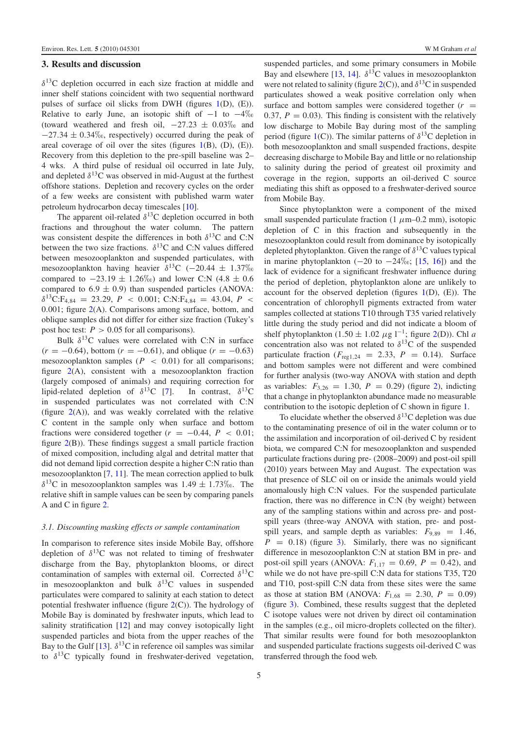## 3. Results and discussion

$\delta^{13}$C depletion occurred in each size fraction at middle and inner shelf stations coincident with two sequential northward pulses of surface oil slicks from DWH (figures 1(D), (E)). Relative to early June, an isotopic shift of −1 to −4‰ (toward weathered and fresh oil, −27.23 ± 0.03‰ and −27.34 ± 0.34‰, respectively) occurred during the peak of areal coverage of oil over the sites (figures 1(B), (D), (E)). Recovery from this depletion to the pre-spill baseline was 2–4 wks. A third pulse of residual oil occurred in late July, and depleted $\delta^{13}$C was observed in mid-August at the furthest offshore stations. Depletion and recovery cycles on the order of a few weeks are consistent with published warm water petroleum hydrocarbon decay timescales [10].

The apparent oil-related $\delta^{13}$C depletion occurred in both fractions and throughout the water column. The pattern was consistent despite the differences in both $\delta^{13}$C and C:N between the two size fractions. $\delta^{13}$C and C:N values differed between mesozooplankton and suspended particulates, with mesozooplankton having heavier $\delta^{13}$C (−20.44 ± 1.37‰ compared to −23.19 ± 1.26‰) and lower C:N (4.8 ± 0.6 compared to 6.9 ± 0.9) than suspended particles (ANOVA: $\delta^{13}$C:$F_{4,84}$ = 23.29, $P < 0.001$; C:N:$F_{4,84}$ = 43.04, $P < 0.001$; figure 2(A). Comparisons among surface, bottom, and oblique samples did not differ for either size fraction (Tukey's post hoc test: $P > 0.05$ for all comparisons).

Bulk $\delta^{13}$C values were correlated with C:N in surface ($r = -0.64$), bottom ($r = -0.61$), and oblique ($r = -0.63$) mesozooplankton samples ($P < 0.01$) for all comparisons; figure 2(A), consistent with a mesozooplankton fraction (largely composed of animals) and requiring correction for lipid-related depletion of $\delta^{13}$C [7]. In contrast, $\delta^{13}$C in suspended particulates was not correlated with C:N (figure 2(A)), and was weakly correlated with the relative C content in the sample only when surface and bottom fractions were considered together ($r = -0.44$, $P < 0.01$; figure 2(B)). These findings suggest a small particle fraction of mixed composition, including algal and detrital matter that did not demand lipid correction despite a higher C:N ratio than mesozooplankton [7, 11]. The mean correction applied to bulk $\delta^{13}$C in mesozooplankton samples was 1.49 ± 1.73‰. The relative shift in sample values can be seen by comparing panels A and C in figure 2.

### 3.1. Discounting masking effects or sample contamination

In comparison to reference sites inside Mobile Bay, offshore depletion of $\delta^{13}$C was not related to timing of freshwater discharge from the Bay, phytoplankton blooms, or direct contamination of samples with external oil. Corrected $\delta^{13}$C in mesozooplankton and bulk $\delta^{13}$C values in suspended particulates were compared to salinity at each station to detect potential freshwater influence (figure 2(C)). The hydrology of Mobile Bay is dominated by freshwater inputs, which lead to salinity stratification [12] and may convey isotopically light suspended particles and biota from the upper reaches of the Bay to the Gulf [13]. $\delta^{13}$C in reference oil samples was similar to $\delta^{13}$C typically found in freshwater-derived vegetation, suspended particles, and some primary consumers in Mobile Bay and elsewhere [13, 14]. $\delta^{13}$C values in mesozooplankton were not related to salinity (figure 2(C)), and $\delta^{13}$C in suspended particulates showed a weak positive correlation only when surface and bottom samples were considered together ($r = 0.37$, $P = 0.03$). This finding is consistent with the relatively low discharge to Mobile Bay during most of the sampling period (figure 1(C)). The similar patterns of $\delta^{13}$C depletion in both mesozooplankton and small suspended fractions, despite decreasing discharge to Mobile Bay and little or no relationship to salinity during the period of greatest oil proximity and coverage in the region, supports an oil-derived C source mediating this shift as opposed to a freshwater-derived source from Mobile Bay.

Since phytoplankton were a component of the mixed small suspended particulate fraction (1 $\mu$m–0.2 mm), isotopic depletion of C in this fraction and subsequently in the mesozooplankton could result from dominance by isotopically depleted phytoplankton. Given the range of $\delta^{13}$C values typical in marine phytoplankton (−20 to −24‰; [15, 16]) and the lack of evidence for a significant freshwater influence during the period of depletion, phytoplankton alone are unlikely to account for the observed depletion (figures 1(D), (E)). The concentration of chlorophyll pigments extracted from water samples collected at stations T10 through T35 varied relatively little during the study period and did not indicate a bloom of shelf phytoplankton (1.50 ± 1.02 $\mu$g l$^{-1}$; figure 2(D)). Chl *a* concentration also was not related to $\delta^{13}$C of the suspended particulate fraction ($F_{\text{reg}1,24}$ = 2.33, $P = 0.14$). Surface and bottom samples were not different and were combined for further analysis (two-way ANOVA with station and depth as variables: $F_{3,26}$ = 1.30, $P = 0.29$) (figure 2), indicting that a change in phytoplankton abundance made no measurable contribution to the isotopic depletion of C shown in figure 1.

To elucidate whether the observed $\delta^{13}$C depletion was due to the contaminating presence of oil in the water column or to the assimilation and incorporation of oil-derived C by resident biota, we compared C:N for mesozooplankton and suspended particulate fractions during pre- (2008–2009) and post-oil spill (2010) years between May and August. The expectation was that presence of SLC oil on or inside the animals would yield anomalously high C:N values. For the suspended particulate fraction, there was no difference in C:N (by weight) between any of the sampling stations within and across pre- and post-spill years (three-way ANOVA with station, pre- and post-spill years, and sample depth as variables: $F_{9,89}$ = 1.46, $P = 0.18$) (figure 3). Similarly, there was no significant difference in mesozooplankton C:N at station BM in pre- and post-oil spill years (ANOVA: $F_{1,17}$ = 0.69, $P = 0.42$), and while we do not have pre-spill C:N data for stations T35, T20 and T10, post-spill C:N data from these sites were the same as those at station BM (ANOVA: $F_{1,68}$ = 2.30, $P = 0.09$) (figure 3). Combined, these results suggest that the depleted C isotope values were not driven by direct oil contamination in the samples (e.g., oil micro-droplets collected on the filter). That similar results were found for both mesozooplankton and suspended particulate fractions suggests oil-derived C was transferred through the food web.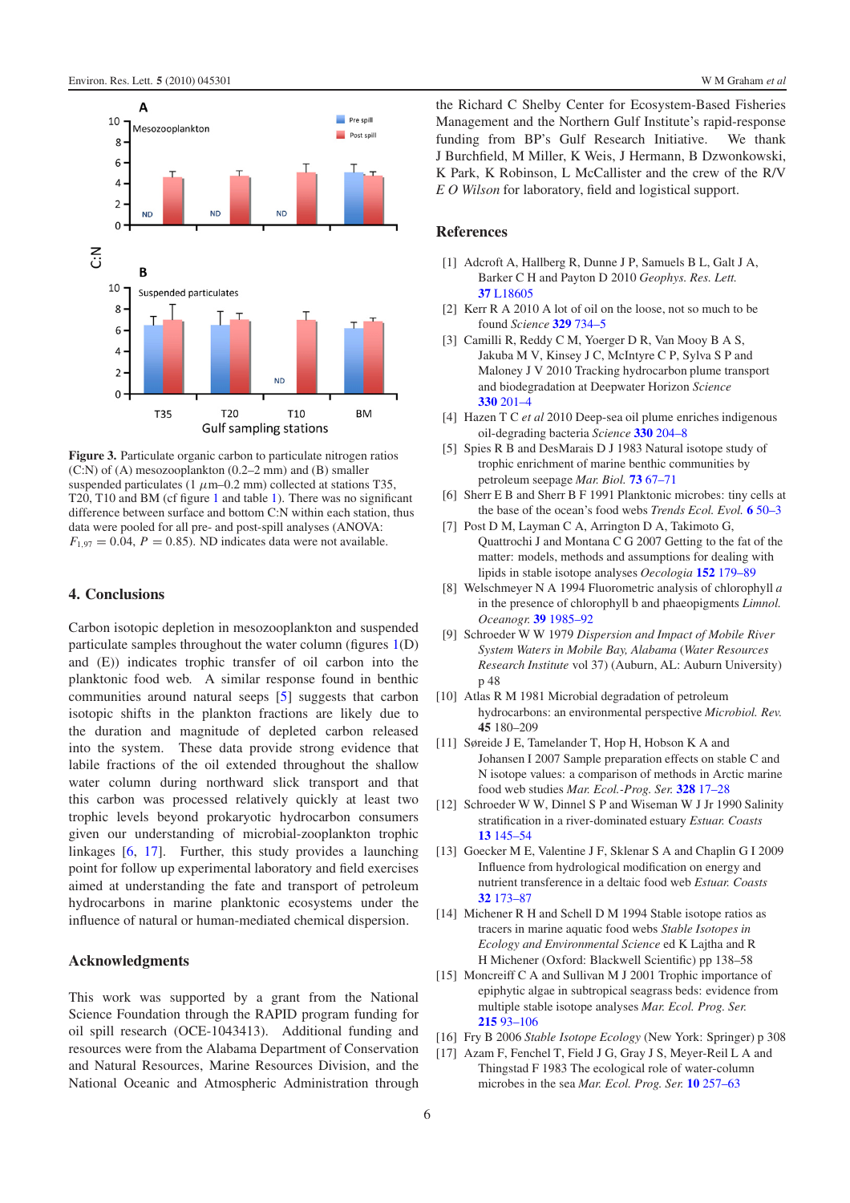A

Mesozooplankton

Pre spill

Post spill

10
8
6
4
2
0

ND ND ND

C:N

B

Suspended particulates

10
8
6
4
2
0

ND

T35 T20 T10 BM

Gulf sampling stations

**Figure 3.** Particulate organic carbon to particulate nitrogen ratios (C:N) of (A) mesozooplankton (0.2–2 mm) and (B) smaller suspended particulates (1 $\mu$m–0.2 mm) collected at stations T35, T20, T10 and BM (cf figure 1 and table 1). There was no significant difference between surface and bottom C:N within each station, thus data were pooled for all pre- and post-spill analyses (ANOVA: $F_{1,97} = 0.04$, $P = 0.85$). ND indicates data were not available.

## 4. Conclusions

Carbon isotopic depletion in mesozooplankton and suspended particulate samples throughout the water column (figures 1(D) and (E)) indicates trophic transfer of oil carbon into the planktonic food web. A similar response found in benthic communities around natural seeps [5] suggests that carbon isotopic shifts in the plankton fractions are likely due to the duration and magnitude of depleted carbon released into the system. These data provide strong evidence that labile fractions of the oil extended throughout the shallow water column during northward slick transport and that this carbon was processed relatively quickly at least two trophic levels beyond prokaryotic hydrocarbon consumers given our understanding of microbial-zooplankton trophic linkages [6, 17]. Further, this study provides a launching point for follow up experimental laboratory and field exercises aimed at understanding the fate and transport of petroleum hydrocarbons in marine planktonic ecosystems under the influence of natural or human-mediated chemical dispersion.

## Acknowledgments

This work was supported by a grant from the National Science Foundation through the RAPID program funding for oil spill research (OCE-1043413). Additional funding and resources were from the Alabama Department of Conservation and Natural Resources, Marine Resources Division, and the National Oceanic and Atmospheric Administration through the Richard C Shelby Center for Ecosystem-Based Fisheries Management and the Northern Gulf Institute's rapid-response funding from BP's Gulf Research Initiative. We thank J Burchfield, M Miller, K Weis, J Hermann, B Dzwonkowski, K Park, K Robinson, L McCallister and the crew of the R/V *E O Wilson* for laboratory, field and logistical support.

## References

[1] Adcroft A, Hallberg R, Dunne J P, Samuels B L, Galt J A, Barker C H and Payton D 2010 *Geophys. Res. Lett.* **37** L18605

[2] Kerr R A 2010 A lot of oil on the loose, not so much to be found *Science* **329** 734–5

[3] Camilli R, Reddy C M, Yoerger D R, Van Mooy B A S, Jakuba M V, Kinsey J C, McIntyre C P, Sylva S P and Maloney J V 2010 Tracking hydrocarbon plume transport and biodegradation at Deepwater Horizon *Science* **330** 201–4

[4] Hazen T C *et al* 2010 Deep-sea oil plume enriches indigenous oil-degrading bacteria *Science* **330** 204–8

[5] Spies R B and DesMarais D J 1983 Natural isotope study of trophic enrichment of marine benthic communities by petroleum seepage *Mar. Biol.* **73** 67–71

[6] Sherr E B and Sherr B F 1991 Planktonic microbes: tiny cells at the base of the ocean's food webs *Trends Ecol. Evol.* **6** 50–3

[7] Post D M, Layman C A, Arrington D A, Takimoto G, Quattrochi J and Montana C G 2007 Getting to the fat of the matter: models, methods and assumptions for dealing with lipids in stable isotope analyses *Oecologia* **152** 179–89

[8] Welschmeyer N A 1994 Fluorometric analysis of chlorophyll *a* in the presence of chlorophyll b and phaeopigments *Limnol. Oceanogr.* **39** 1985–92

[9] Schroeder W W 1979 *Dispersion and Impact of Mobile River System Waters in Mobile Bay, Alabama* (*Water Resources Research Institute* vol 37) (Auburn, AL: Auburn University) p 48

[10] Atlas R M 1981 Microbial degradation of petroleum hydrocarbons: an environmental perspective *Microbiol. Rev.* **45** 180–209

[11] Søreide J E, Tamelander T, Hop H, Hobson K A and Johansen I 2007 Sample preparation effects on stable C and N isotope values: a comparison of methods in Arctic marine food web studies *Mar. Ecol.-Prog. Ser.* **328** 17–28

[12] Schroeder W W, Dinnel S P and Wiseman W J Jr 1990 Salinity stratification in a river-dominated estuary *Estuar. Coasts* **13** 145–54

[13] Goecker M E, Valentine J F, Sklenar S A and Chaplin G I 2009 Influence from hydrological modification on energy and nutrient transference in a deltaic food web *Estuar. Coasts* **32** 173–87

[14] Michener R H and Schell D M 1994 Stable isotope ratios as tracers in marine aquatic food webs *Stable Isotopes in Ecology and Environmental Science* ed K Lajtha and R H Michener (Oxford: Blackwell Scientific) pp 138–58

[15] Moncreiff C A and Sullivan M J 2001 Trophic importance of epiphytic algae in subtropical seagrass beds: evidence from multiple stable isotope analyses *Mar. Ecol. Prog. Ser.* **215** 93–106

[16] Fry B 2006 *Stable Isotope Ecology* (New York: Springer) p 308

[17] Azam F, Fenchel T, Field J G, Gray J S, Meyer-Reil L A and Thingstad F 1983 The ecological role of water-column microbes in the sea *Mar. Ecol. Prog. Ser.* **10** 257–63